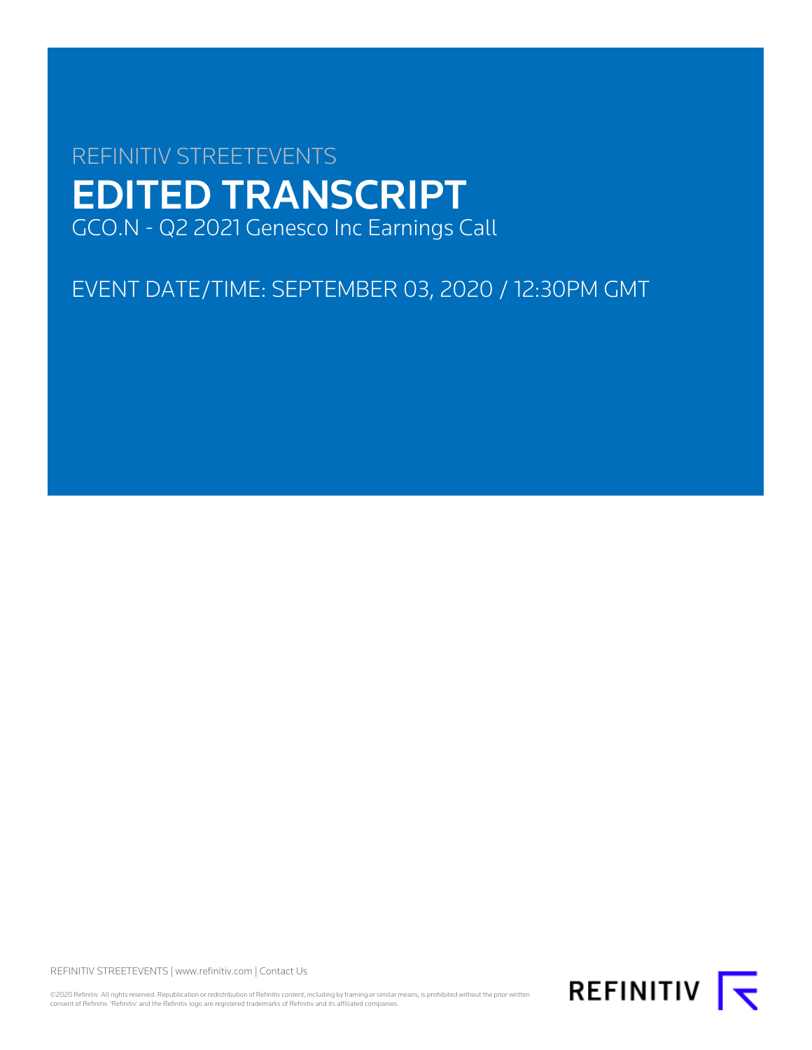REFINITIV STREETEVENTS

# EDITED TRANSCRIPT

GCO.N - Q2 2021 Genesco Inc Earnings Call

EVENT DATE/TIME: SEPTEMBER 03, 2020 / 12:30PM GMT

REFINITIV STREETEVENTS | www.refinitiv.com | Contact Us

©2020 Refinitiv. All rights reserved. Republication or redistribution of Refinitiv content, including by framing or similar means, is prohibited without the prior written consent of Refinitiv. 'Refinitiv' and the Refinitiv logo are registered trademarks of Refinitiv and its affiliated companies.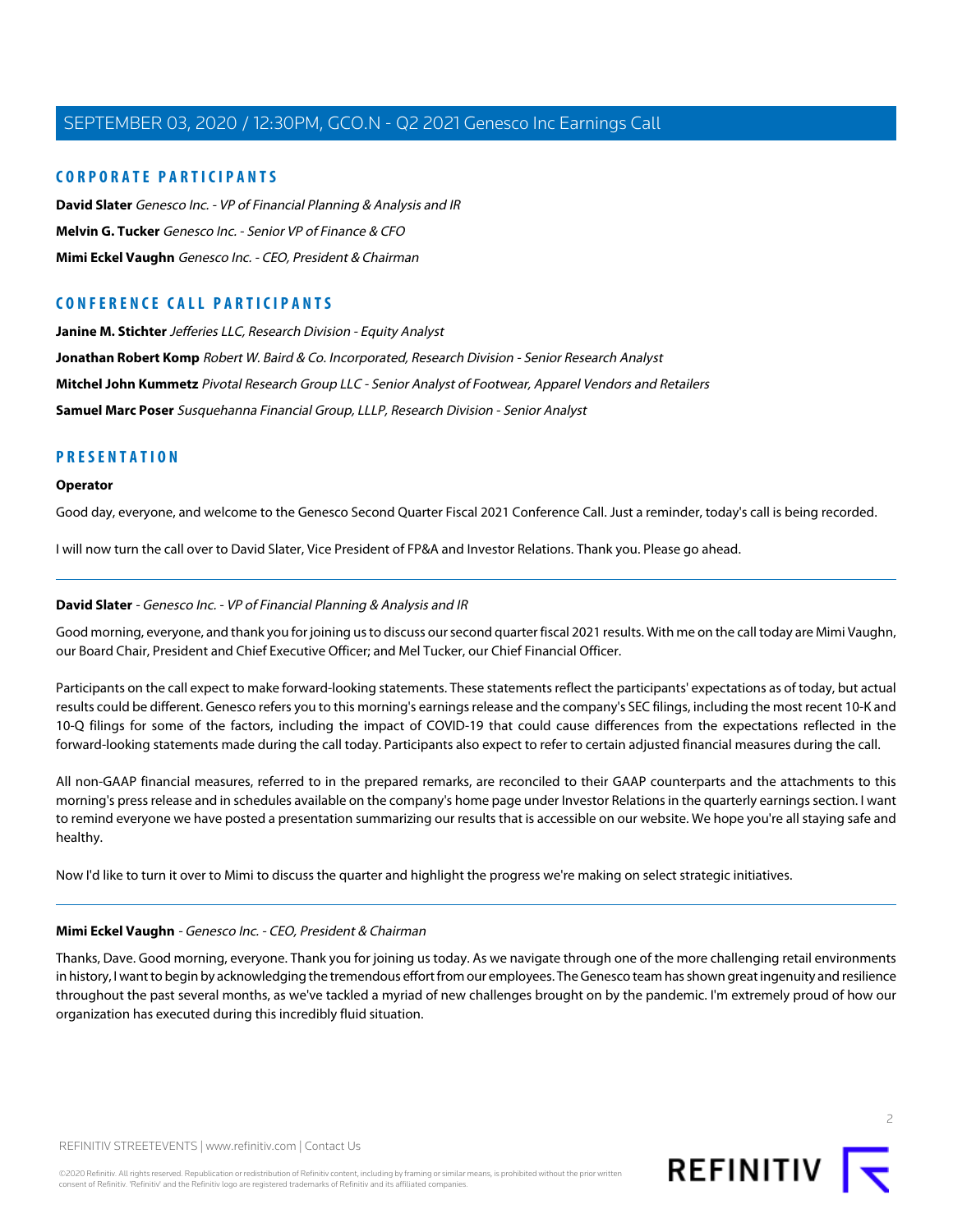## CORPORATE PARTICIPANTS

**David Slater** *Genesco Inc. - VP of Financial Planning & Analysis and IR*

**Melvin G. Tucker** *Genesco Inc. - Senior VP of Finance & CFO*

**Mimi Eckel Vaughn** *Genesco Inc. - CEO, President & Chairman*

## CONFERENCE CALL PARTICIPANTS

**Janine M. Stichter** *Jefferies LLC, Research Division - Equity Analyst*

**Jonathan Robert Komp** *Robert W. Baird & Co. Incorporated, Research Division - Senior Research Analyst*

**Mitchel John Kummetz** *Pivotal Research Group LLC - Senior Analyst of Footwear, Apparel Vendors and Retailers*

**Samuel Marc Poser** *Susquehanna Financial Group, LLLP, Research Division - Senior Analyst*

## PRESENTATION

**Operator**

Good day, everyone, and welcome to the Genesco Second Quarter Fiscal 2021 Conference Call. Just a reminder, today's call is being recorded.

I will now turn the call over to David Slater, Vice President of FP&A and Investor Relations. Thank you. Please go ahead.

---

**David Slater** - *Genesco Inc. - VP of Financial Planning & Analysis and IR*

Good morning, everyone, and thank you for joining us to discuss our second quarter fiscal 2021 results. With me on the call today are Mimi Vaughn, our Board Chair, President and Chief Executive Officer; and Mel Tucker, our Chief Financial Officer.

Participants on the call expect to make forward-looking statements. These statements reflect the participants' expectations as of today, but actual results could be different. Genesco refers you to this morning's earnings release and the company's SEC filings, including the most recent 10-K and 10-Q filings for some of the factors, including the impact of COVID-19 that could cause differences from the expectations reflected in the forward-looking statements made during the call today. Participants also expect to refer to certain adjusted financial measures during the call.

All non-GAAP financial measures, referred to in the prepared remarks, are reconciled to their GAAP counterparts and the attachments to this morning's press release and in schedules available on the company's home page under Investor Relations in the quarterly earnings section. I want to remind everyone we have posted a presentation summarizing our results that is accessible on our website. We hope you're all staying safe and healthy.

Now I'd like to turn it over to Mimi to discuss the quarter and highlight the progress we're making on select strategic initiatives.

---

**Mimi Eckel Vaughn** - *Genesco Inc. - CEO, President & Chairman*

Thanks, Dave. Good morning, everyone. Thank you for joining us today. As we navigate through one of the more challenging retail environments in history, I want to begin by acknowledging the tremendous effort from our employees. The Genesco team has shown great ingenuity and resilience throughout the past several months, as we've tackled a myriad of new challenges brought on by the pandemic. I'm extremely proud of how our organization has executed during this incredibly fluid situation.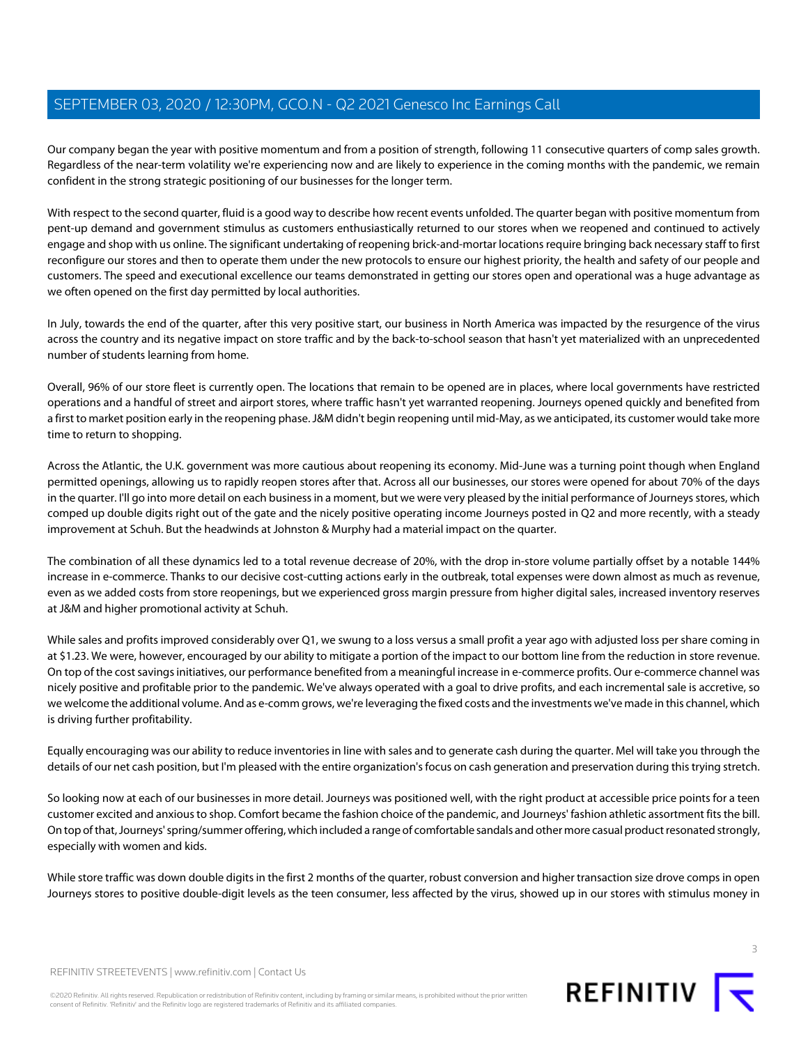Our company began the year with positive momentum and from a position of strength, following 11 consecutive quarters of comp sales growth. Regardless of the near-term volatility we're experiencing now and are likely to experience in the coming months with the pandemic, we remain confident in the strong strategic positioning of our businesses for the longer term.

With respect to the second quarter, fluid is a good way to describe how recent events unfolded. The quarter began with positive momentum from pent-up demand and government stimulus as customers enthusiastically returned to our stores when we reopened and continued to actively engage and shop with us online. The significant undertaking of reopening brick-and-mortar locations require bringing back necessary staff to first reconfigure our stores and then to operate them under the new protocols to ensure our highest priority, the health and safety of our people and customers. The speed and executional excellence our teams demonstrated in getting our stores open and operational was a huge advantage as we often opened on the first day permitted by local authorities.

In July, towards the end of the quarter, after this very positive start, our business in North America was impacted by the resurgence of the virus across the country and its negative impact on store traffic and by the back-to-school season that hasn't yet materialized with an unprecedented number of students learning from home.

Overall, 96% of our store fleet is currently open. The locations that remain to be opened are in places, where local governments have restricted operations and a handful of street and airport stores, where traffic hasn't yet warranted reopening. Journeys opened quickly and benefited from a first to market position early in the reopening phase. J&M didn't begin reopening until mid-May, as we anticipated, its customer would take more time to return to shopping.

Across the Atlantic, the U.K. government was more cautious about reopening its economy. Mid-June was a turning point though when England permitted openings, allowing us to rapidly reopen stores after that. Across all our businesses, our stores were opened for about 70% of the days in the quarter. I'll go into more detail on each business in a moment, but we were very pleased by the initial performance of Journeys stores, which comped up double digits right out of the gate and the nicely positive operating income Journeys posted in Q2 and more recently, with a steady improvement at Schuh. But the headwinds at Johnston & Murphy had a material impact on the quarter.

The combination of all these dynamics led to a total revenue decrease of 20%, with the drop in-store volume partially offset by a notable 144% increase in e-commerce. Thanks to our decisive cost-cutting actions early in the outbreak, total expenses were down almost as much as revenue, even as we added costs from store reopenings, but we experienced gross margin pressure from higher digital sales, increased inventory reserves at J&M and higher promotional activity at Schuh.

While sales and profits improved considerably over Q1, we swung to a loss versus a small profit a year ago with adjusted loss per share coming in at $1.23. We were, however, encouraged by our ability to mitigate a portion of the impact to our bottom line from the reduction in store revenue. On top of the cost savings initiatives, our performance benefited from a meaningful increase in e-commerce profits. Our e-commerce channel was nicely positive and profitable prior to the pandemic. We've always operated with a goal to drive profits, and each incremental sale is accretive, so we welcome the additional volume. And as e-comm grows, we're leveraging the fixed costs and the investments we've made in this channel, which is driving further profitability.

Equally encouraging was our ability to reduce inventories in line with sales and to generate cash during the quarter. Mel will take you through the details of our net cash position, but I'm pleased with the entire organization's focus on cash generation and preservation during this trying stretch.

So looking now at each of our businesses in more detail. Journeys was positioned well, with the right product at accessible price points for a teen customer excited and anxious to shop. Comfort became the fashion choice of the pandemic, and Journeys' fashion athletic assortment fits the bill. On top of that, Journeys' spring/summer offering, which included a range of comfortable sandals and other more casual product resonated strongly, especially with women and kids.

While store traffic was down double digits in the first 2 months of the quarter, robust conversion and higher transaction size drove comps in open Journeys stores to positive double-digit levels as the teen consumer, less affected by the virus, showed up in our stores with stimulus money in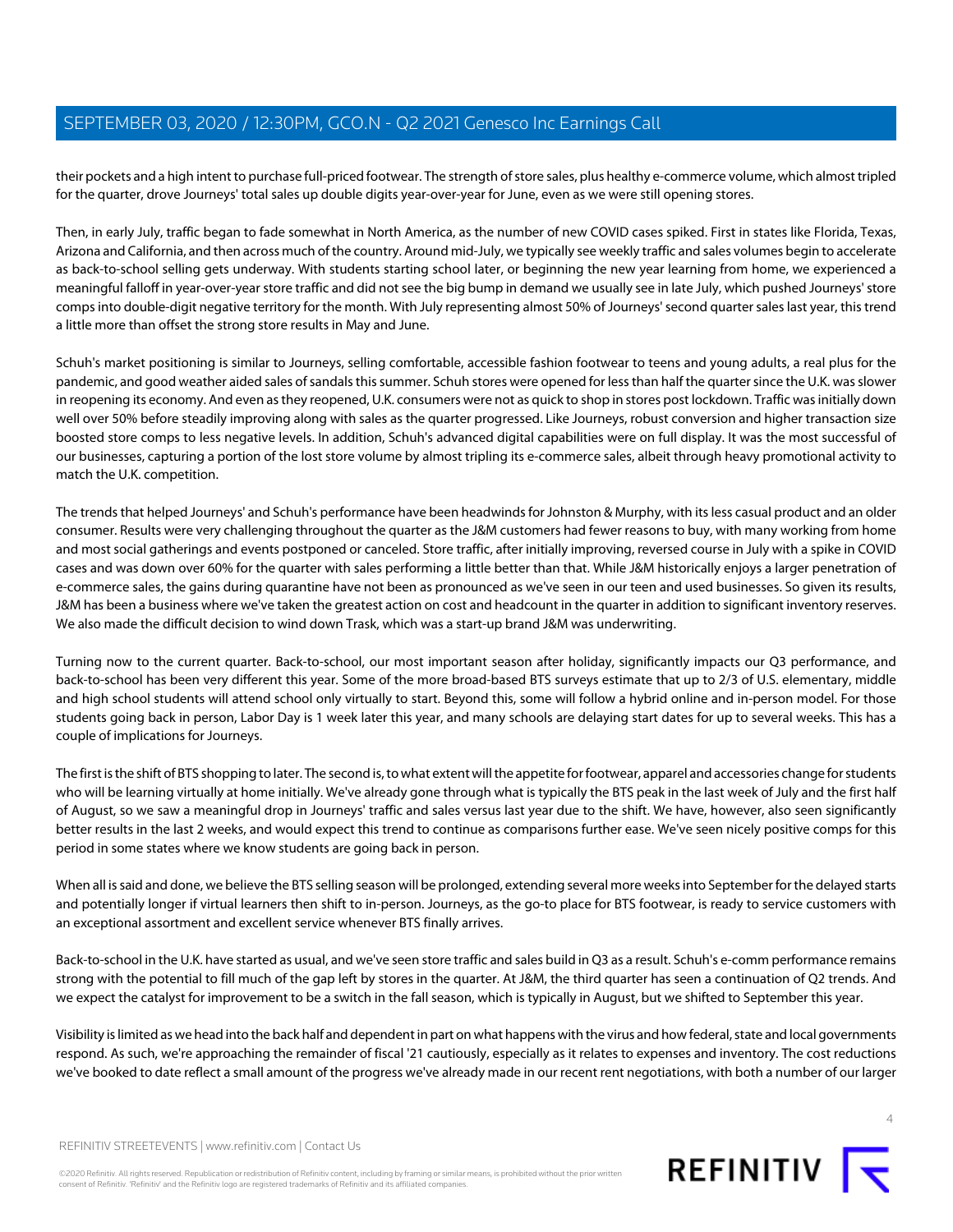their pockets and a high intent to purchase full-priced footwear. The strength of store sales, plus healthy e-commerce volume, which almost tripled for the quarter, drove Journeys' total sales up double digits year-over-year for June, even as we were still opening stores.

Then, in early July, traffic began to fade somewhat in North America, as the number of new COVID cases spiked. First in states like Florida, Texas, Arizona and California, and then across much of the country. Around mid-July, we typically see weekly traffic and sales volumes begin to accelerate as back-to-school selling gets underway. With students starting school later, or beginning the new year learning from home, we experienced a meaningful falloff in year-over-year store traffic and did not see the big bump in demand we usually see in late July, which pushed Journeys' store comps into double-digit negative territory for the month. With July representing almost 50% of Journeys' second quarter sales last year, this trend a little more than offset the strong store results in May and June.

Schuh's market positioning is similar to Journeys, selling comfortable, accessible fashion footwear to teens and young adults, a real plus for the pandemic, and good weather aided sales of sandals this summer. Schuh stores were opened for less than half the quarter since the U.K. was slower in reopening its economy. And even as they reopened, U.K. consumers were not as quick to shop in stores post lockdown. Traffic was initially down well over 50% before steadily improving along with sales as the quarter progressed. Like Journeys, robust conversion and higher transaction size boosted store comps to less negative levels. In addition, Schuh's advanced digital capabilities were on full display. It was the most successful of our businesses, capturing a portion of the lost store volume by almost tripling its e-commerce sales, albeit through heavy promotional activity to match the U.K. competition.

The trends that helped Journeys' and Schuh's performance have been headwinds for Johnston & Murphy, with its less casual product and an older consumer. Results were very challenging throughout the quarter as the J&M customers had fewer reasons to buy, with many working from home and most social gatherings and events postponed or canceled. Store traffic, after initially improving, reversed course in July with a spike in COVID cases and was down over 60% for the quarter with sales performing a little better than that. While J&M historically enjoys a larger penetration of e-commerce sales, the gains during quarantine have not been as pronounced as we've seen in our teen and used businesses. So given its results, J&M has been a business where we've taken the greatest action on cost and headcount in the quarter in addition to significant inventory reserves. We also made the difficult decision to wind down Trask, which was a start-up brand J&M was underwriting.

Turning now to the current quarter. Back-to-school, our most important season after holiday, significantly impacts our Q3 performance, and back-to-school has been very different this year. Some of the more broad-based BTS surveys estimate that up to 2/3 of U.S. elementary, middle and high school students will attend school only virtually to start. Beyond this, some will follow a hybrid online and in-person model. For those students going back in person, Labor Day is 1 week later this year, and many schools are delaying start dates for up to several weeks. This has a couple of implications for Journeys.

The first is the shift of BTS shopping to later. The second is, to what extent will the appetite for footwear, apparel and accessories change for students who will be learning virtually at home initially. We've already gone through what is typically the BTS peak in the last week of July and the first half of August, so we saw a meaningful drop in Journeys' traffic and sales versus last year due to the shift. We have, however, also seen significantly better results in the last 2 weeks, and would expect this trend to continue as comparisons further ease. We've seen nicely positive comps for this period in some states where we know students are going back in person.

When all is said and done, we believe the BTS selling season will be prolonged, extending several more weeks into September for the delayed starts and potentially longer if virtual learners then shift to in-person. Journeys, as the go-to place for BTS footwear, is ready to service customers with an exceptional assortment and excellent service whenever BTS finally arrives.

Back-to-school in the U.K. have started as usual, and we've seen store traffic and sales build in Q3 as a result. Schuh's e-comm performance remains strong with the potential to fill much of the gap left by stores in the quarter. At J&M, the third quarter has seen a continuation of Q2 trends. And we expect the catalyst for improvement to be a switch in the fall season, which is typically in August, but we shifted to September this year.

Visibility is limited as we head into the back half and dependent in part on what happens with the virus and how federal, state and local governments respond. As such, we're approaching the remainder of fiscal '21 cautiously, especially as it relates to expenses and inventory. The cost reductions we've booked to date reflect a small amount of the progress we've already made in our recent rent negotiations, with both a number of our larger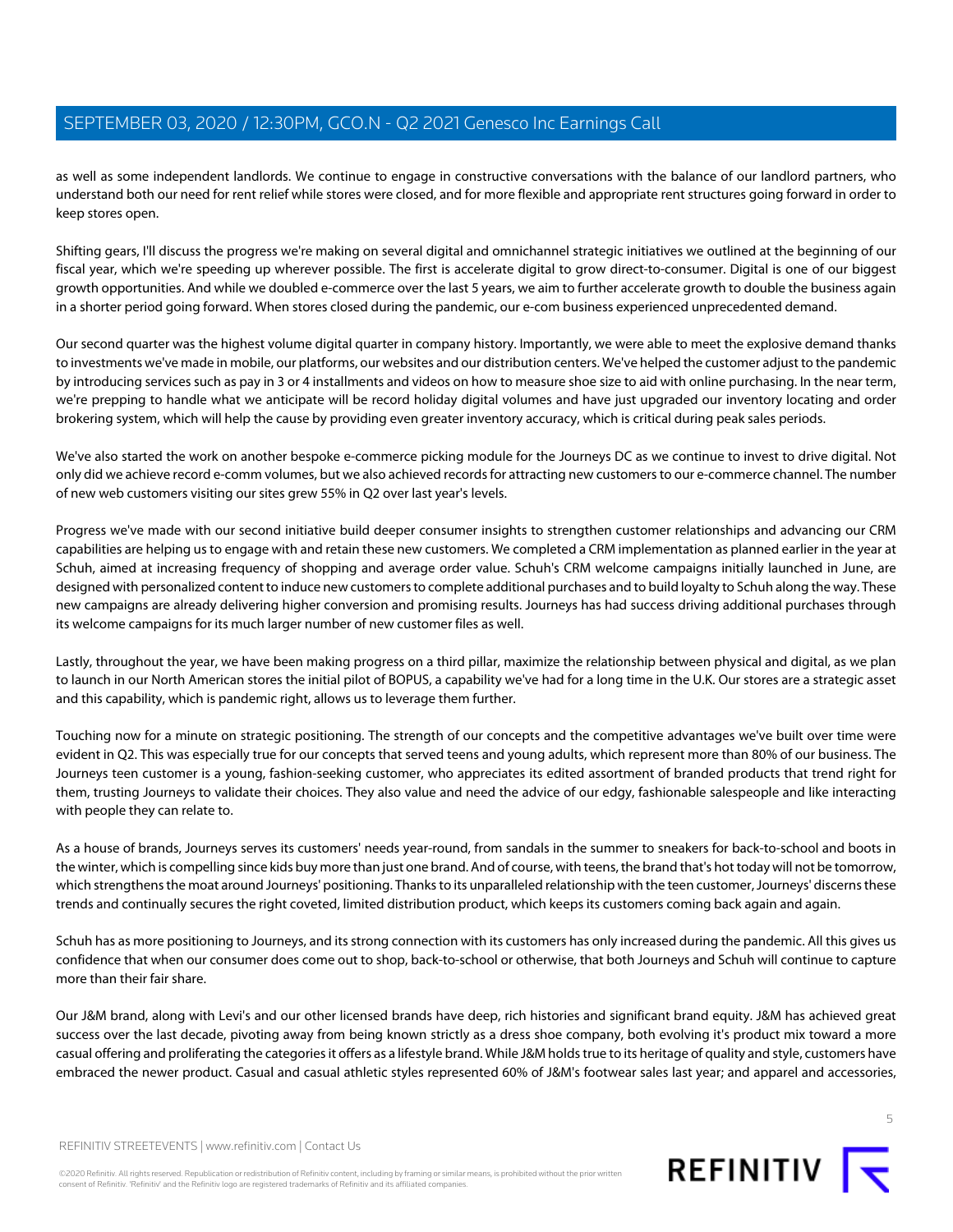as well as some independent landlords. We continue to engage in constructive conversations with the balance of our landlord partners, who understand both our need for rent relief while stores were closed, and for more flexible and appropriate rent structures going forward in order to keep stores open.

Shifting gears, I'll discuss the progress we're making on several digital and omnichannel strategic initiatives we outlined at the beginning of our fiscal year, which we're speeding up wherever possible. The first is accelerate digital to grow direct-to-consumer. Digital is one of our biggest growth opportunities. And while we doubled e-commerce over the last 5 years, we aim to further accelerate growth to double the business again in a shorter period going forward. When stores closed during the pandemic, our e-com business experienced unprecedented demand.

Our second quarter was the highest volume digital quarter in company history. Importantly, we were able to meet the explosive demand thanks to investments we've made in mobile, our platforms, our websites and our distribution centers. We've helped the customer adjust to the pandemic by introducing services such as pay in 3 or 4 installments and videos on how to measure shoe size to aid with online purchasing. In the near term, we're prepping to handle what we anticipate will be record holiday digital volumes and have just upgraded our inventory locating and order brokering system, which will help the cause by providing even greater inventory accuracy, which is critical during peak sales periods.

We've also started the work on another bespoke e-commerce picking module for the Journeys DC as we continue to invest to drive digital. Not only did we achieve record e-comm volumes, but we also achieved records for attracting new customers to our e-commerce channel. The number of new web customers visiting our sites grew 55% in Q2 over last year's levels.

Progress we've made with our second initiative build deeper consumer insights to strengthen customer relationships and advancing our CRM capabilities are helping us to engage with and retain these new customers. We completed a CRM implementation as planned earlier in the year at Schuh, aimed at increasing frequency of shopping and average order value. Schuh's CRM welcome campaigns initially launched in June, are designed with personalized content to induce new customers to complete additional purchases and to build loyalty to Schuh along the way. These new campaigns are already delivering higher conversion and promising results. Journeys has had success driving additional purchases through its welcome campaigns for its much larger number of new customer files as well.

Lastly, throughout the year, we have been making progress on a third pillar, maximize the relationship between physical and digital, as we plan to launch in our North American stores the initial pilot of BOPUS, a capability we've had for a long time in the U.K. Our stores are a strategic asset and this capability, which is pandemic right, allows us to leverage them further.

Touching now for a minute on strategic positioning. The strength of our concepts and the competitive advantages we've built over time were evident in Q2. This was especially true for our concepts that served teens and young adults, which represent more than 80% of our business. The Journeys teen customer is a young, fashion-seeking customer, who appreciates its edited assortment of branded products that trend right for them, trusting Journeys to validate their choices. They also value and need the advice of our edgy, fashionable salespeople and like interacting with people they can relate to.

As a house of brands, Journeys serves its customers' needs year-round, from sandals in the summer to sneakers for back-to-school and boots in the winter, which is compelling since kids buy more than just one brand. And of course, with teens, the brand that's hot today will not be tomorrow, which strengthens the moat around Journeys' positioning. Thanks to its unparalleled relationship with the teen customer, Journeys' discerns these trends and continually secures the right coveted, limited distribution product, which keeps its customers coming back again and again.

Schuh has as more positioning to Journeys, and its strong connection with its customers has only increased during the pandemic. All this gives us confidence that when our consumer does come out to shop, back-to-school or otherwise, that both Journeys and Schuh will continue to capture more than their fair share.

Our J&M brand, along with Levi's and our other licensed brands have deep, rich histories and significant brand equity. J&M has achieved great success over the last decade, pivoting away from being known strictly as a dress shoe company, both evolving it's product mix toward a more casual offering and proliferating the categories it offers as a lifestyle brand. While J&M holds true to its heritage of quality and style, customers have embraced the newer product. Casual and casual athletic styles represented 60% of J&M's footwear sales last year; and apparel and accessories,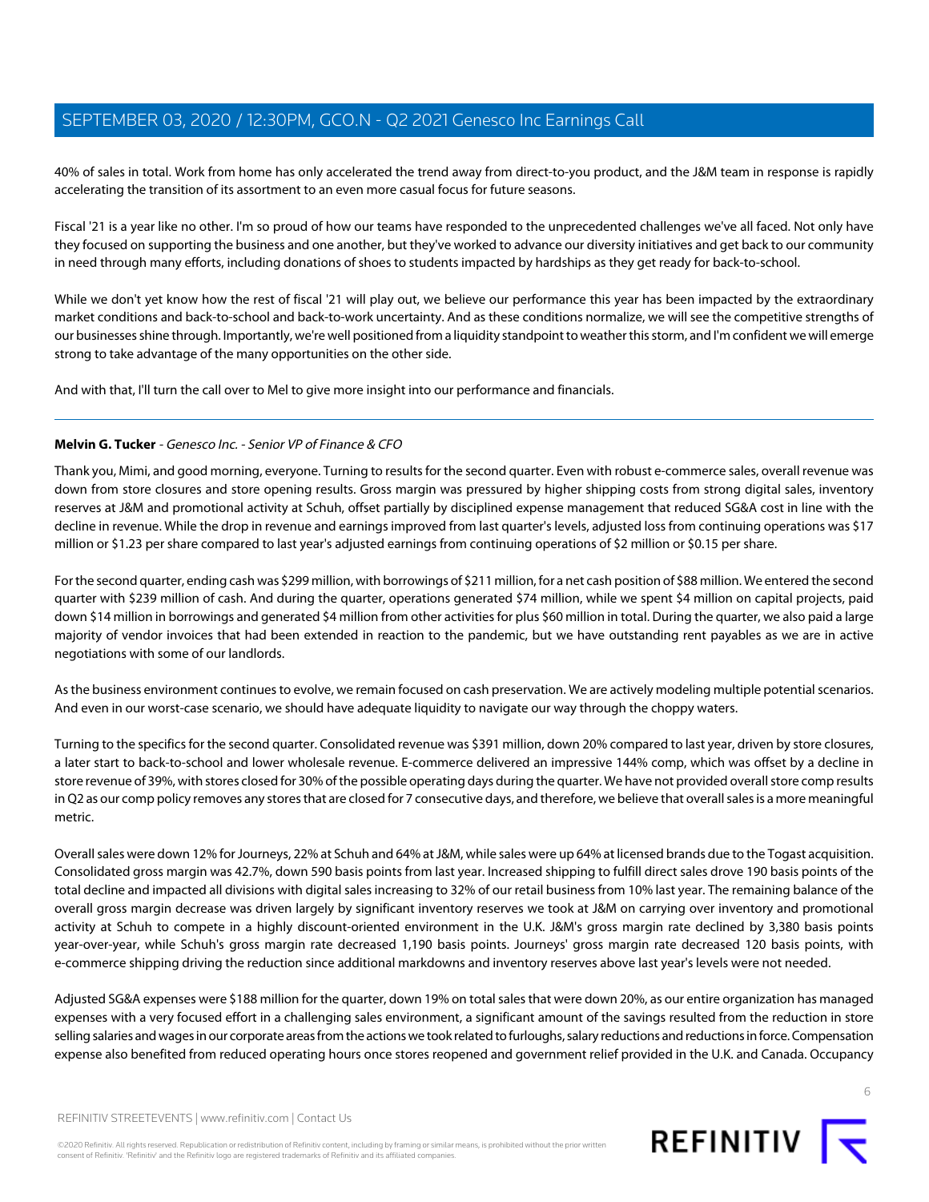40% of sales in total. Work from home has only accelerated the trend away from direct-to-you product, and the J&M team in response is rapidly accelerating the transition of its assortment to an even more casual focus for future seasons.

Fiscal '21 is a year like no other. I'm so proud of how our teams have responded to the unprecedented challenges we've all faced. Not only have they focused on supporting the business and one another, but they've worked to advance our diversity initiatives and get back to our community in need through many efforts, including donations of shoes to students impacted by hardships as they get ready for back-to-school.

While we don't yet know how the rest of fiscal '21 will play out, we believe our performance this year has been impacted by the extraordinary market conditions and back-to-school and back-to-work uncertainty. And as these conditions normalize, we will see the competitive strengths of our businesses shine through. Importantly, we're well positioned from a liquidity standpoint to weather this storm, and I'm confident we will emerge strong to take advantage of the many opportunities on the other side.

And with that, I'll turn the call over to Mel to give more insight into our performance and financials.

---

**Melvin G. Tucker** - *Genesco Inc. - Senior VP of Finance & CFO*

Thank you, Mimi, and good morning, everyone. Turning to results for the second quarter. Even with robust e-commerce sales, overall revenue was down from store closures and store opening results. Gross margin was pressured by higher shipping costs from strong digital sales, inventory reserves at J&M and promotional activity at Schuh, offset partially by disciplined expense management that reduced SG&A cost in line with the decline in revenue. While the drop in revenue and earnings improved from last quarter's levels, adjusted loss from continuing operations was $17 million or $1.23 per share compared to last year's adjusted earnings from continuing operations of $2 million or $0.15 per share.

For the second quarter, ending cash was $299 million, with borrowings of $211 million, for a net cash position of $88 million. We entered the second quarter with $239 million of cash. And during the quarter, operations generated $74 million, while we spent $4 million on capital projects, paid down $14 million in borrowings and generated $4 million from other activities for plus $60 million in total. During the quarter, we also paid a large majority of vendor invoices that had been extended in reaction to the pandemic, but we have outstanding rent payables as we are in active negotiations with some of our landlords.

As the business environment continues to evolve, we remain focused on cash preservation. We are actively modeling multiple potential scenarios. And even in our worst-case scenario, we should have adequate liquidity to navigate our way through the choppy waters.

Turning to the specifics for the second quarter. Consolidated revenue was $391 million, down 20% compared to last year, driven by store closures, a later start to back-to-school and lower wholesale revenue. E-commerce delivered an impressive 144% comp, which was offset by a decline in store revenue of 39%, with stores closed for 30% of the possible operating days during the quarter. We have not provided overall store comp results in Q2 as our comp policy removes any stores that are closed for 7 consecutive days, and therefore, we believe that overall sales is a more meaningful metric.

Overall sales were down 12% for Journeys, 22% at Schuh and 64% at J&M, while sales were up 64% at licensed brands due to the Togast acquisition. Consolidated gross margin was 42.7%, down 590 basis points from last year. Increased shipping to fulfill direct sales drove 190 basis points of the total decline and impacted all divisions with digital sales increasing to 32% of our retail business from 10% last year. The remaining balance of the overall gross margin decrease was driven largely by significant inventory reserves we took at J&M on carrying over inventory and promotional activity at Schuh to compete in a highly discount-oriented environment in the U.K. J&M's gross margin rate declined by 3,380 basis points year-over-year, while Schuh's gross margin rate decreased 1,190 basis points. Journeys' gross margin rate decreased 120 basis points, with e-commerce shipping driving the reduction since additional markdowns and inventory reserves above last year's levels were not needed.

Adjusted SG&A expenses were $188 million for the quarter, down 19% on total sales that were down 20%, as our entire organization has managed expenses with a very focused effort in a challenging sales environment, a significant amount of the savings resulted from the reduction in store selling salaries and wages in our corporate areas from the actions we took related to furloughs, salary reductions and reductions in force. Compensation expense also benefited from reduced operating hours once stores reopened and government relief provided in the U.K. and Canada. Occupancy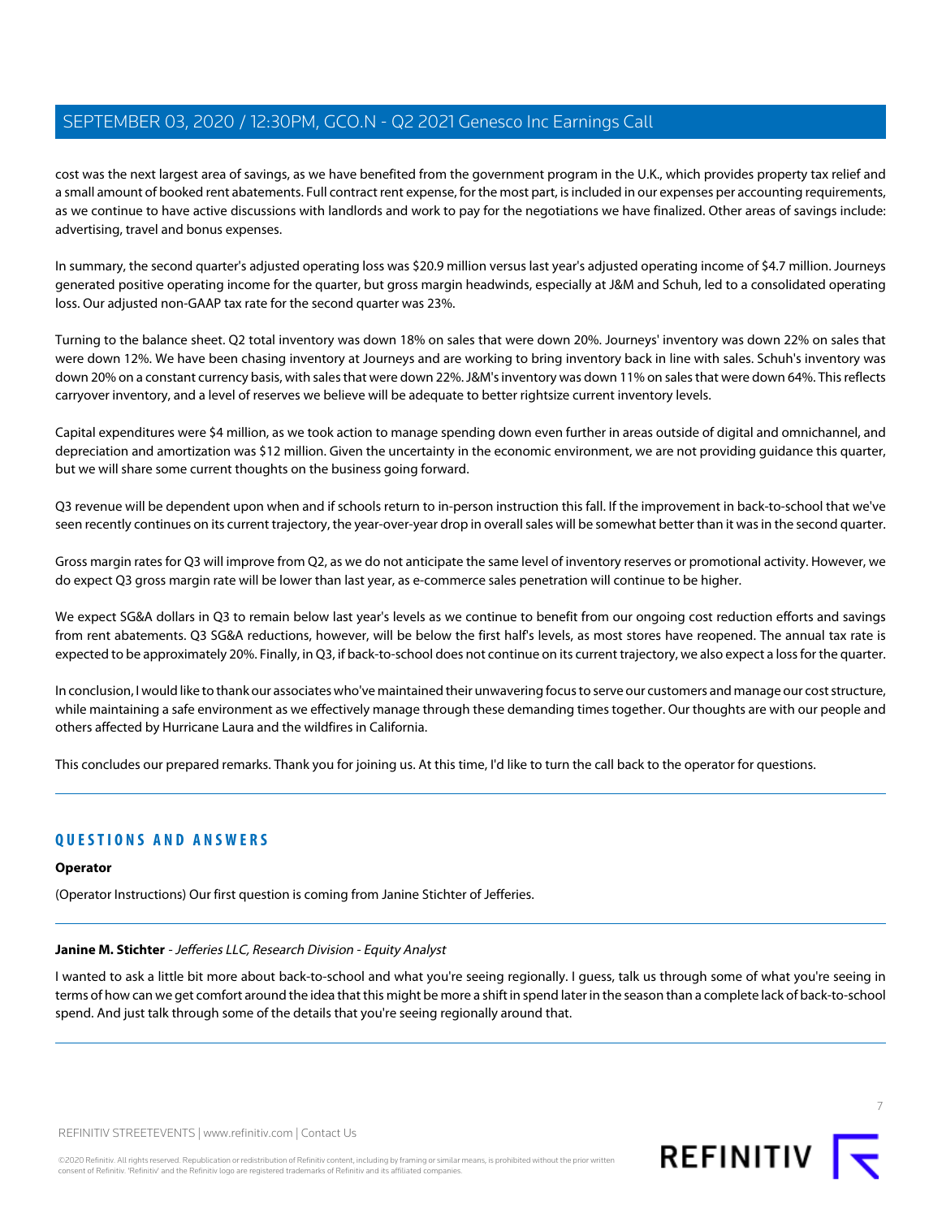cost was the next largest area of savings, as we have benefited from the government program in the U.K., which provides property tax relief and a small amount of booked rent abatements. Full contract rent expense, for the most part, is included in our expenses per accounting requirements, as we continue to have active discussions with landlords and work to pay for the negotiations we have finalized. Other areas of savings include: advertising, travel and bonus expenses.

In summary, the second quarter's adjusted operating loss was $20.9 million versus last year's adjusted operating income of $4.7 million. Journeys generated positive operating income for the quarter, but gross margin headwinds, especially at J&M and Schuh, led to a consolidated operating loss. Our adjusted non-GAAP tax rate for the second quarter was 23%.

Turning to the balance sheet. Q2 total inventory was down 18% on sales that were down 20%. Journeys' inventory was down 22% on sales that were down 12%. We have been chasing inventory at Journeys and are working to bring inventory back in line with sales. Schuh's inventory was down 20% on a constant currency basis, with sales that were down 22%. J&M's inventory was down 11% on sales that were down 64%. This reflects carryover inventory, and a level of reserves we believe will be adequate to better rightsize current inventory levels.

Capital expenditures were $4 million, as we took action to manage spending down even further in areas outside of digital and omnichannel, and depreciation and amortization was $12 million. Given the uncertainty in the economic environment, we are not providing guidance this quarter, but we will share some current thoughts on the business going forward.

Q3 revenue will be dependent upon when and if schools return to in-person instruction this fall. If the improvement in back-to-school that we've seen recently continues on its current trajectory, the year-over-year drop in overall sales will be somewhat better than it was in the second quarter.

Gross margin rates for Q3 will improve from Q2, as we do not anticipate the same level of inventory reserves or promotional activity. However, we do expect Q3 gross margin rate will be lower than last year, as e-commerce sales penetration will continue to be higher.

We expect SG&A dollars in Q3 to remain below last year's levels as we continue to benefit from our ongoing cost reduction efforts and savings from rent abatements. Q3 SG&A reductions, however, will be below the first half's levels, as most stores have reopened. The annual tax rate is expected to be approximately 20%. Finally, in Q3, if back-to-school does not continue on its current trajectory, we also expect a loss for the quarter.

In conclusion, I would like to thank our associates who've maintained their unwavering focus to serve our customers and manage our cost structure, while maintaining a safe environment as we effectively manage through these demanding times together. Our thoughts are with our people and others affected by Hurricane Laura and the wildfires in California.

This concludes our prepared remarks. Thank you for joining us. At this time, I'd like to turn the call back to the operator for questions.

## QUESTIONS AND ANSWERS

**Operator**

(Operator Instructions) Our first question is coming from Janine Stichter of Jefferies.

**Janine M. Stichter** - *Jefferies LLC, Research Division - Equity Analyst*

I wanted to ask a little bit more about back-to-school and what you're seeing regionally. I guess, talk us through some of what you're seeing in terms of how can we get comfort around the idea that this might be more a shift in spend later in the season than a complete lack of back-to-school spend. And just talk through some of the details that you're seeing regionally around that.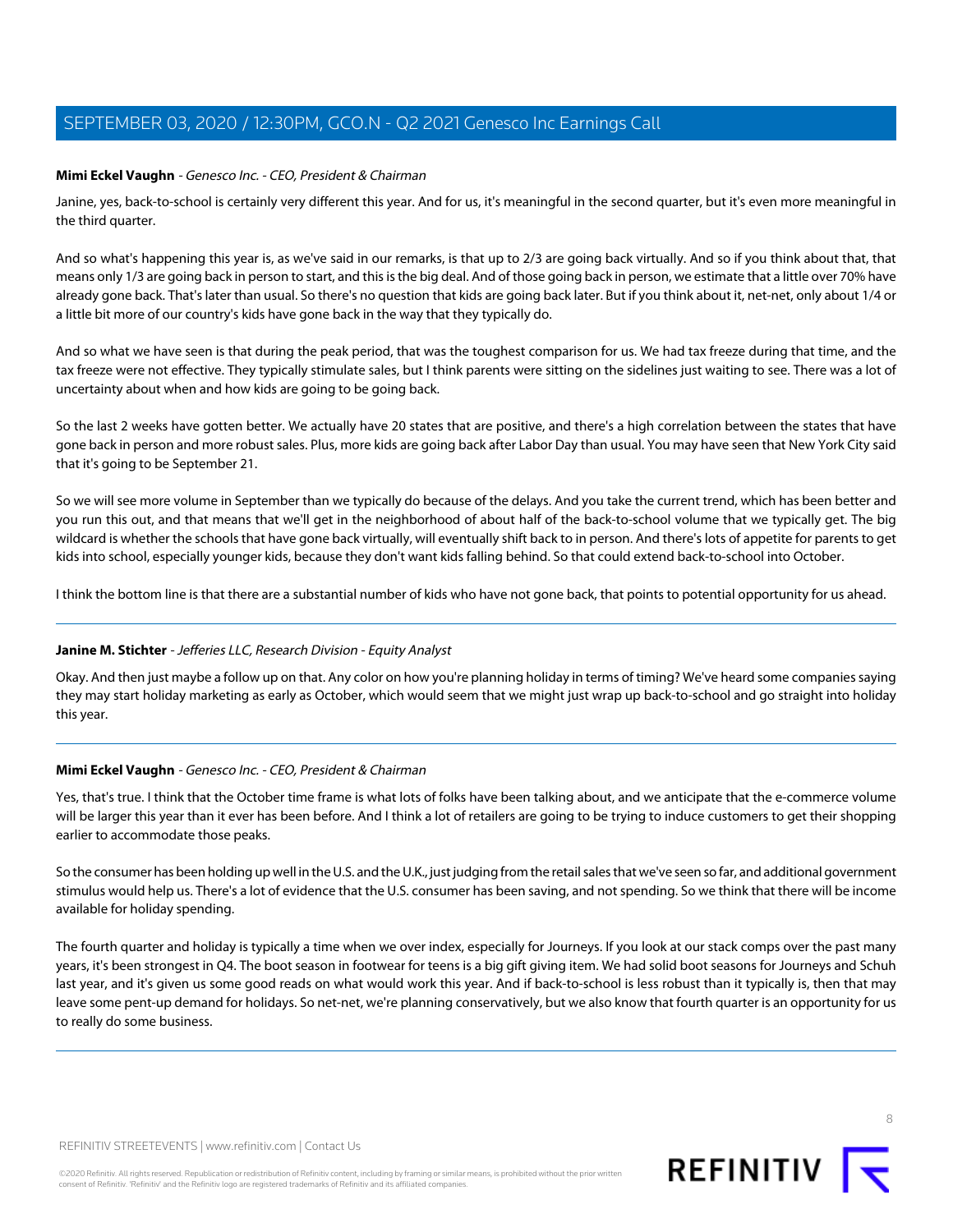**Mimi Eckel Vaughn** - *Genesco Inc. - CEO, President & Chairman*

Janine, yes, back-to-school is certainly very different this year. And for us, it's meaningful in the second quarter, but it's even more meaningful in the third quarter.

And so what's happening this year is, as we've said in our remarks, is that up to 2/3 are going back virtually. And so if you think about that, that means only 1/3 are going back in person to start, and this is the big deal. And of those going back in person, we estimate that a little over 70% have already gone back. That's later than usual. So there's no question that kids are going back later. But if you think about it, net-net, only about 1/4 or a little bit more of our country's kids have gone back in the way that they typically do.

And so what we have seen is that during the peak period, that was the toughest comparison for us. We had tax freeze during that time, and the tax freeze were not effective. They typically stimulate sales, but I think parents were sitting on the sidelines just waiting to see. There was a lot of uncertainty about when and how kids are going to be going back.

So the last 2 weeks have gotten better. We actually have 20 states that are positive, and there's a high correlation between the states that have gone back in person and more robust sales. Plus, more kids are going back after Labor Day than usual. You may have seen that New York City said that it's going to be September 21.

So we will see more volume in September than we typically do because of the delays. And you take the current trend, which has been better and you run this out, and that means that we'll get in the neighborhood of about half of the back-to-school volume that we typically get. The big wildcard is whether the schools that have gone back virtually, will eventually shift back to in person. And there's lots of appetite for parents to get kids into school, especially younger kids, because they don't want kids falling behind. So that could extend back-to-school into October.

I think the bottom line is that there are a substantial number of kids who have not gone back, that points to potential opportunity for us ahead.

---

**Janine M. Stichter** - *Jefferies LLC, Research Division - Equity Analyst*

Okay. And then just maybe a follow up on that. Any color on how you're planning holiday in terms of timing? We've heard some companies saying they may start holiday marketing as early as October, which would seem that we might just wrap up back-to-school and go straight into holiday this year.

---

**Mimi Eckel Vaughn** - *Genesco Inc. - CEO, President & Chairman*

Yes, that's true. I think that the October time frame is what lots of folks have been talking about, and we anticipate that the e-commerce volume will be larger this year than it ever has been before. And I think a lot of retailers are going to be trying to induce customers to get their shopping earlier to accommodate those peaks.

So the consumer has been holding up well in the U.S. and the U.K., just judging from the retail sales that we've seen so far, and additional government stimulus would help us. There's a lot of evidence that the U.S. consumer has been saving, and not spending. So we think that there will be income available for holiday spending.

The fourth quarter and holiday is typically a time when we over index, especially for Journeys. If you look at our stack comps over the past many years, it's been strongest in Q4. The boot season in footwear for teens is a big gift giving item. We had solid boot seasons for Journeys and Schuh last year, and it's given us some good reads on what would work this year. And if back-to-school is less robust than it typically is, then that may leave some pent-up demand for holidays. So net-net, we're planning conservatively, but we also know that fourth quarter is an opportunity for us to really do some business.

---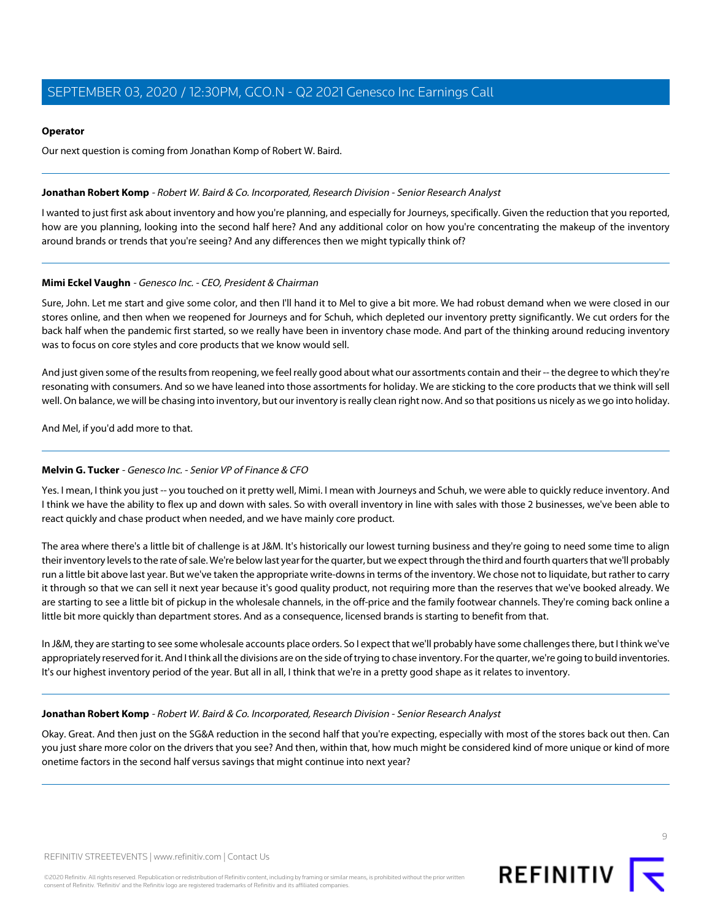**Operator**

Our next question is coming from Jonathan Komp of Robert W. Baird.

---

**Jonathan Robert Komp** - *Robert W. Baird & Co. Incorporated, Research Division - Senior Research Analyst*

I wanted to just first ask about inventory and how you're planning, and especially for Journeys, specifically. Given the reduction that you reported, how are you planning, looking into the second half here? And any additional color on how you're concentrating the makeup of the inventory around brands or trends that you're seeing? And any differences then we might typically think of?

---

**Mimi Eckel Vaughn** - *Genesco Inc. - CEO, President & Chairman*

Sure, John. Let me start and give some color, and then I'll hand it to Mel to give a bit more. We had robust demand when we were closed in our stores online, and then when we reopened for Journeys and for Schuh, which depleted our inventory pretty significantly. We cut orders for the back half when the pandemic first started, so we really have been in inventory chase mode. And part of the thinking around reducing inventory was to focus on core styles and core products that we know would sell.

And just given some of the results from reopening, we feel really good about what our assortments contain and their -- the degree to which they're resonating with consumers. And so we have leaned into those assortments for holiday. We are sticking to the core products that we think will sell well. On balance, we will be chasing into inventory, but our inventory is really clean right now. And so that positions us nicely as we go into holiday.

And Mel, if you'd add more to that.

---

**Melvin G. Tucker** - *Genesco Inc. - Senior VP of Finance & CFO*

Yes. I mean, I think you just -- you touched on it pretty well, Mimi. I mean with Journeys and Schuh, we were able to quickly reduce inventory. And I think we have the ability to flex up and down with sales. So with overall inventory in line with sales with those 2 businesses, we've been able to react quickly and chase product when needed, and we have mainly core product.

The area where there's a little bit of challenge is at J&M. It's historically our lowest turning business and they're going to need some time to align their inventory levels to the rate of sale. We're below last year for the quarter, but we expect through the third and fourth quarters that we'll probably run a little bit above last year. But we've taken the appropriate write-downs in terms of the inventory. We chose not to liquidate, but rather to carry it through so that we can sell it next year because it's good quality product, not requiring more than the reserves that we've booked already. We are starting to see a little bit of pickup in the wholesale channels, in the off-price and the family footwear channels. They're coming back online a little bit more quickly than department stores. And as a consequence, licensed brands is starting to benefit from that.

In J&M, they are starting to see some wholesale accounts place orders. So I expect that we'll probably have some challenges there, but I think we've appropriately reserved for it. And I think all the divisions are on the side of trying to chase inventory. For the quarter, we're going to build inventories. It's our highest inventory period of the year. But all in all, I think that we're in a pretty good shape as it relates to inventory.

---

**Jonathan Robert Komp** - *Robert W. Baird & Co. Incorporated, Research Division - Senior Research Analyst*

Okay. Great. And then just on the SG&A reduction in the second half that you're expecting, especially with most of the stores back out then. Can you just share more color on the drivers that you see? And then, within that, how much might be considered kind of more unique or kind of more onetime factors in the second half versus savings that might continue into next year?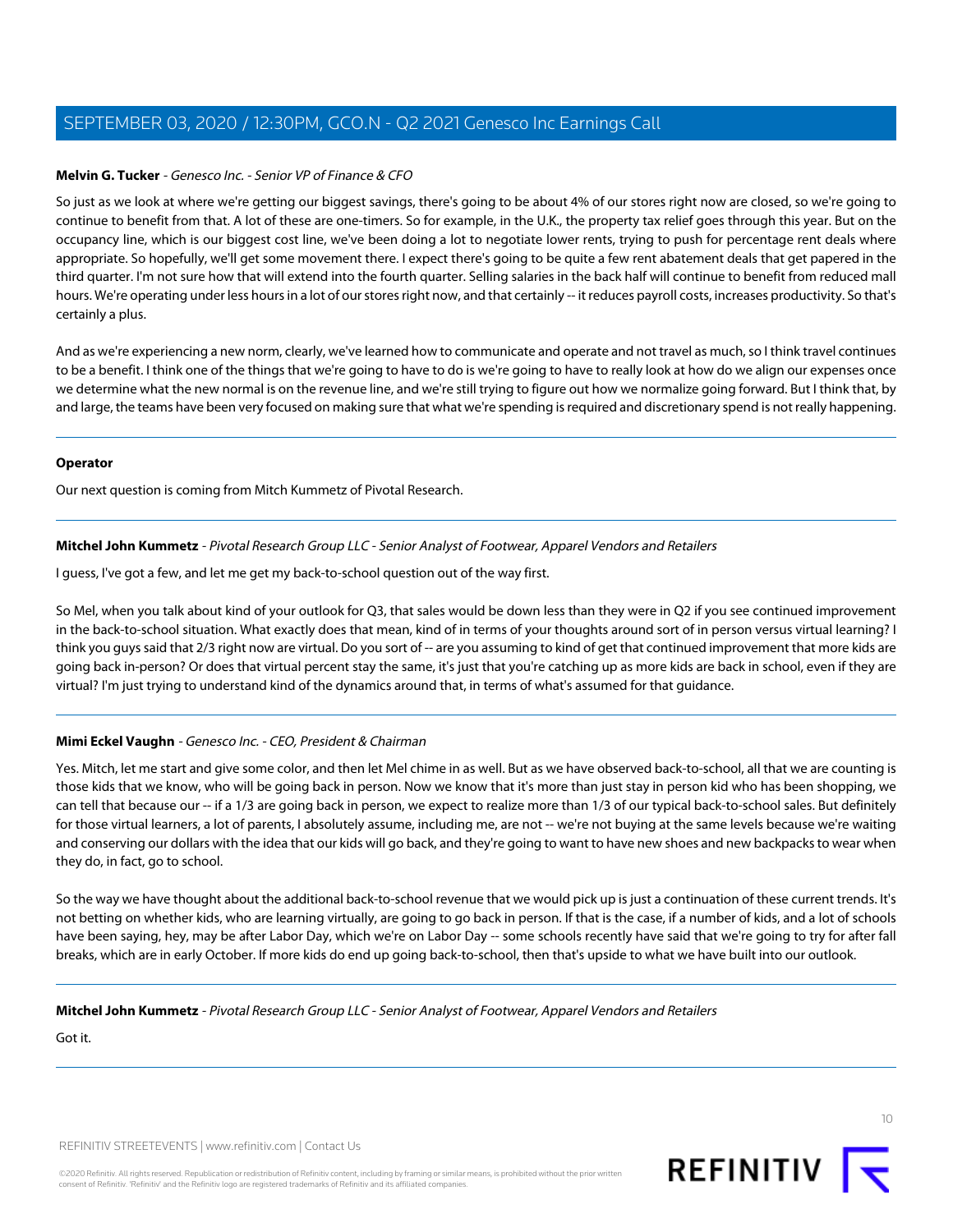**Melvin G. Tucker** - *Genesco Inc. - Senior VP of Finance & CFO*

So just as we look at where we're getting our biggest savings, there's going to be about 4% of our stores right now are closed, so we're going to continue to benefit from that. A lot of these are one-timers. So for example, in the U.K., the property tax relief goes through this year. But on the occupancy line, which is our biggest cost line, we've been doing a lot to negotiate lower rents, trying to push for percentage rent deals where appropriate. So hopefully, we'll get some movement there. I expect there's going to be quite a few rent abatement deals that get papered in the third quarter. I'm not sure how that will extend into the fourth quarter. Selling salaries in the back half will continue to benefit from reduced mall hours. We're operating under less hours in a lot of our stores right now, and that certainly -- it reduces payroll costs, increases productivity. So that's certainly a plus.

And as we're experiencing a new norm, clearly, we've learned how to communicate and operate and not travel as much, so I think travel continues to be a benefit. I think one of the things that we're going to have to do is we're going to have to really look at how do we align our expenses once we determine what the new normal is on the revenue line, and we're still trying to figure out how we normalize going forward. But I think that, by and large, the teams have been very focused on making sure that what we're spending is required and discretionary spend is not really happening.

---

**Operator**

Our next question is coming from Mitch Kummetz of Pivotal Research.

---

**Mitchel John Kummetz** - *Pivotal Research Group LLC - Senior Analyst of Footwear, Apparel Vendors and Retailers*

I guess, I've got a few, and let me get my back-to-school question out of the way first.

So Mel, when you talk about kind of your outlook for Q3, that sales would be down less than they were in Q2 if you see continued improvement in the back-to-school situation. What exactly does that mean, kind of in terms of your thoughts around sort of in person versus virtual learning? I think you guys said that 2/3 right now are virtual. Do you sort of -- are you assuming to kind of get that continued improvement that more kids are going back in-person? Or does that virtual percent stay the same, it's just that you're catching up as more kids are back in school, even if they are virtual? I'm just trying to understand kind of the dynamics around that, in terms of what's assumed for that guidance.

---

**Mimi Eckel Vaughn** - *Genesco Inc. - CEO, President & Chairman*

Yes. Mitch, let me start and give some color, and then let Mel chime in as well. But as we have observed back-to-school, all that we are counting is those kids that we know, who will be going back in person. Now we know that it's more than just stay in person kid who has been shopping, we can tell that because our -- if a 1/3 are going back in person, we expect to realize more than 1/3 of our typical back-to-school sales. But definitely for those virtual learners, a lot of parents, I absolutely assume, including me, are not -- we're not buying at the same levels because we're waiting and conserving our dollars with the idea that our kids will go back, and they're going to want to have new shoes and new backpacks to wear when they do, in fact, go to school.

So the way we have thought about the additional back-to-school revenue that we would pick up is just a continuation of these current trends. It's not betting on whether kids, who are learning virtually, are going to go back in person. If that is the case, if a number of kids, and a lot of schools have been saying, hey, may be after Labor Day, which we're on Labor Day -- some schools recently have said that we're going to try for after fall breaks, which are in early October. If more kids do end up going back-to-school, then that's upside to what we have built into our outlook.

---

**Mitchel John Kummetz** - *Pivotal Research Group LLC - Senior Analyst of Footwear, Apparel Vendors and Retailers*

Got it.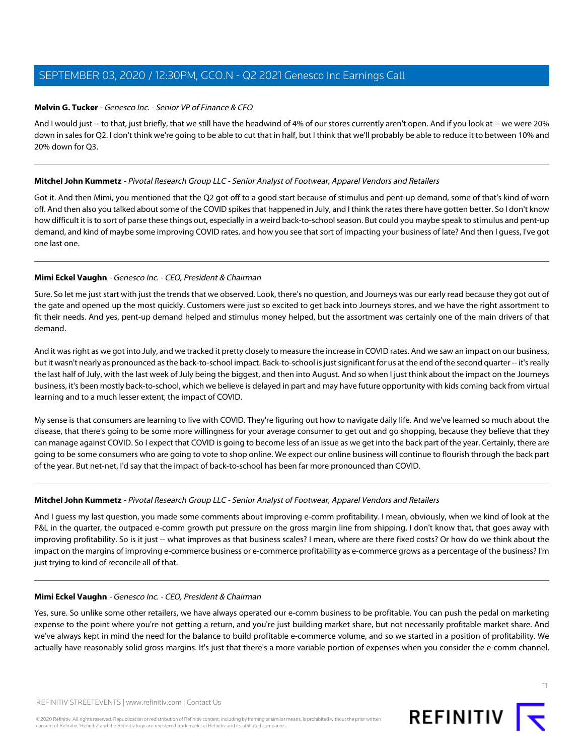**Melvin G. Tucker** - *Genesco Inc. - Senior VP of Finance & CFO*

And I would just -- to that, just briefly, that we still have the headwind of 4% of our stores currently aren't open. And if you look at -- we were 20% down in sales for Q2. I don't think we're going to be able to cut that in half, but I think that we'll probably be able to reduce it to between 10% and 20% down for Q3.

---

**Mitchel John Kummetz** - *Pivotal Research Group LLC - Senior Analyst of Footwear, Apparel Vendors and Retailers*

Got it. And then Mimi, you mentioned that the Q2 got off to a good start because of stimulus and pent-up demand, some of that's kind of worn off. And then also you talked about some of the COVID spikes that happened in July, and I think the rates there have gotten better. So I don't know how difficult it is to sort of parse these things out, especially in a weird back-to-school season. But could you maybe speak to stimulus and pent-up demand, and kind of maybe some improving COVID rates, and how you see that sort of impacting your business of late? And then I guess, I've got one last one.

---

**Mimi Eckel Vaughn** - *Genesco Inc. - CEO, President & Chairman*

Sure. So let me just start with just the trends that we observed. Look, there's no question, and Journeys was our early read because they got out of the gate and opened up the most quickly. Customers were just so excited to get back into Journeys stores, and we have the right assortment to fit their needs. And yes, pent-up demand helped and stimulus money helped, but the assortment was certainly one of the main drivers of that demand.

And it was right as we got into July, and we tracked it pretty closely to measure the increase in COVID rates. And we saw an impact on our business, but it wasn't nearly as pronounced as the back-to-school impact. Back-to-school is just significant for us at the end of the second quarter -- it's really the last half of July, with the last week of July being the biggest, and then into August. And so when I just think about the impact on the Journeys business, it's been mostly back-to-school, which we believe is delayed in part and may have future opportunity with kids coming back from virtual learning and to a much lesser extent, the impact of COVID.

My sense is that consumers are learning to live with COVID. They're figuring out how to navigate daily life. And we've learned so much about the disease, that there's going to be some more willingness for your average consumer to get out and go shopping, because they believe that they can manage against COVID. So I expect that COVID is going to become less of an issue as we get into the back part of the year. Certainly, there are going to be some consumers who are going to vote to shop online. We expect our online business will continue to flourish through the back part of the year. But net-net, I'd say that the impact of back-to-school has been far more pronounced than COVID.

---

**Mitchel John Kummetz** - *Pivotal Research Group LLC - Senior Analyst of Footwear, Apparel Vendors and Retailers*

And I guess my last question, you made some comments about improving e-comm profitability. I mean, obviously, when we kind of look at the P&L in the quarter, the outpaced e-comm growth put pressure on the gross margin line from shipping. I don't know that, that goes away with improving profitability. So is it just -- what improves as that business scales? I mean, where are there fixed costs? Or how do we think about the impact on the margins of improving e-commerce business or e-commerce profitability as e-commerce grows as a percentage of the business? I'm just trying to kind of reconcile all of that.

---

**Mimi Eckel Vaughn** - *Genesco Inc. - CEO, President & Chairman*

Yes, sure. So unlike some other retailers, we have always operated our e-comm business to be profitable. You can push the pedal on marketing expense to the point where you're not getting a return, and you're just building market share, but not necessarily profitable market share. And we've always kept in mind the need for the balance to build profitable e-commerce volume, and so we started in a position of profitability. We actually have reasonably solid gross margins. It's just that there's a more variable portion of expenses when you consider the e-comm channel.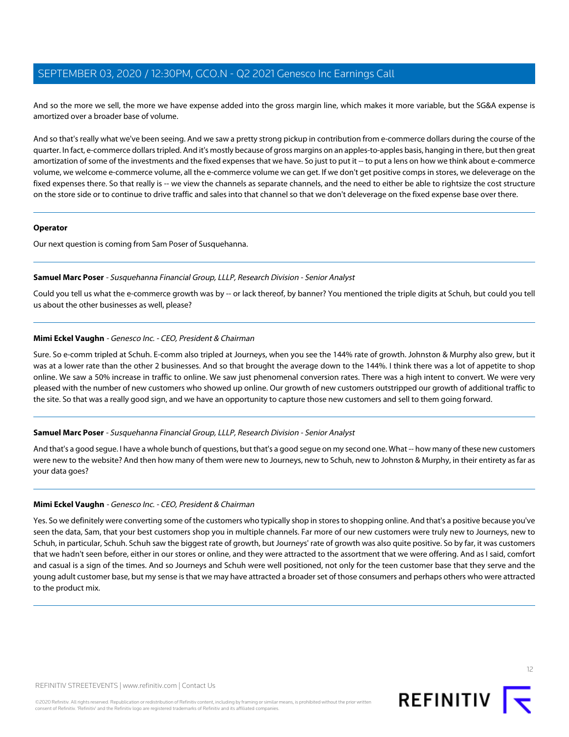And so the more we sell, the more we have expense added into the gross margin line, which makes it more variable, but the SG&A expense is amortized over a broader base of volume.

And so that's really what we've been seeing. And we saw a pretty strong pickup in contribution from e-commerce dollars during the course of the quarter. In fact, e-commerce dollars tripled. And it's mostly because of gross margins on an apples-to-apples basis, hanging in there, but then great amortization of some of the investments and the fixed expenses that we have. So just to put it -- to put a lens on how we think about e-commerce volume, we welcome e-commerce volume, all the e-commerce volume we can get. If we don't get positive comps in stores, we deleverage on the fixed expenses there. So that really is -- we view the channels as separate channels, and the need to either be able to rightsize the cost structure on the store side or to continue to drive traffic and sales into that channel so that we don't deleverage on the fixed expense base over there.

---

**Operator**

Our next question is coming from Sam Poser of Susquehanna.

---

**Samuel Marc Poser** - *Susquehanna Financial Group, LLLP, Research Division - Senior Analyst*

Could you tell us what the e-commerce growth was by -- or lack thereof, by banner? You mentioned the triple digits at Schuh, but could you tell us about the other businesses as well, please?

---

**Mimi Eckel Vaughn** - *Genesco Inc. - CEO, President & Chairman*

Sure. So e-comm tripled at Schuh. E-comm also tripled at Journeys, when you see the 144% rate of growth. Johnston & Murphy also grew, but it was at a lower rate than the other 2 businesses. And so that brought the average down to the 144%. I think there was a lot of appetite to shop online. We saw a 50% increase in traffic to online. We saw just phenomenal conversion rates. There was a high intent to convert. We were very pleased with the number of new customers who showed up online. Our growth of new customers outstripped our growth of additional traffic to the site. So that was a really good sign, and we have an opportunity to capture those new customers and sell to them going forward.

---

**Samuel Marc Poser** - *Susquehanna Financial Group, LLLP, Research Division - Senior Analyst*

And that's a good segue. I have a whole bunch of questions, but that's a good segue on my second one. What -- how many of these new customers were new to the website? And then how many of them were new to Journeys, new to Schuh, new to Johnston & Murphy, in their entirety as far as your data goes?

---

**Mimi Eckel Vaughn** - *Genesco Inc. - CEO, President & Chairman*

Yes. So we definitely were converting some of the customers who typically shop in stores to shopping online. And that's a positive because you've seen the data, Sam, that your best customers shop you in multiple channels. Far more of our new customers were truly new to Journeys, new to Schuh, in particular, Schuh. Schuh saw the biggest rate of growth, but Journeys' rate of growth was also quite positive. So by far, it was customers that we hadn't seen before, either in our stores or online, and they were attracted to the assortment that we were offering. And as I said, comfort and casual is a sign of the times. And so Journeys and Schuh were well positioned, not only for the teen customer base that they serve and the young adult customer base, but my sense is that we may have attracted a broader set of those consumers and perhaps others who were attracted to the product mix.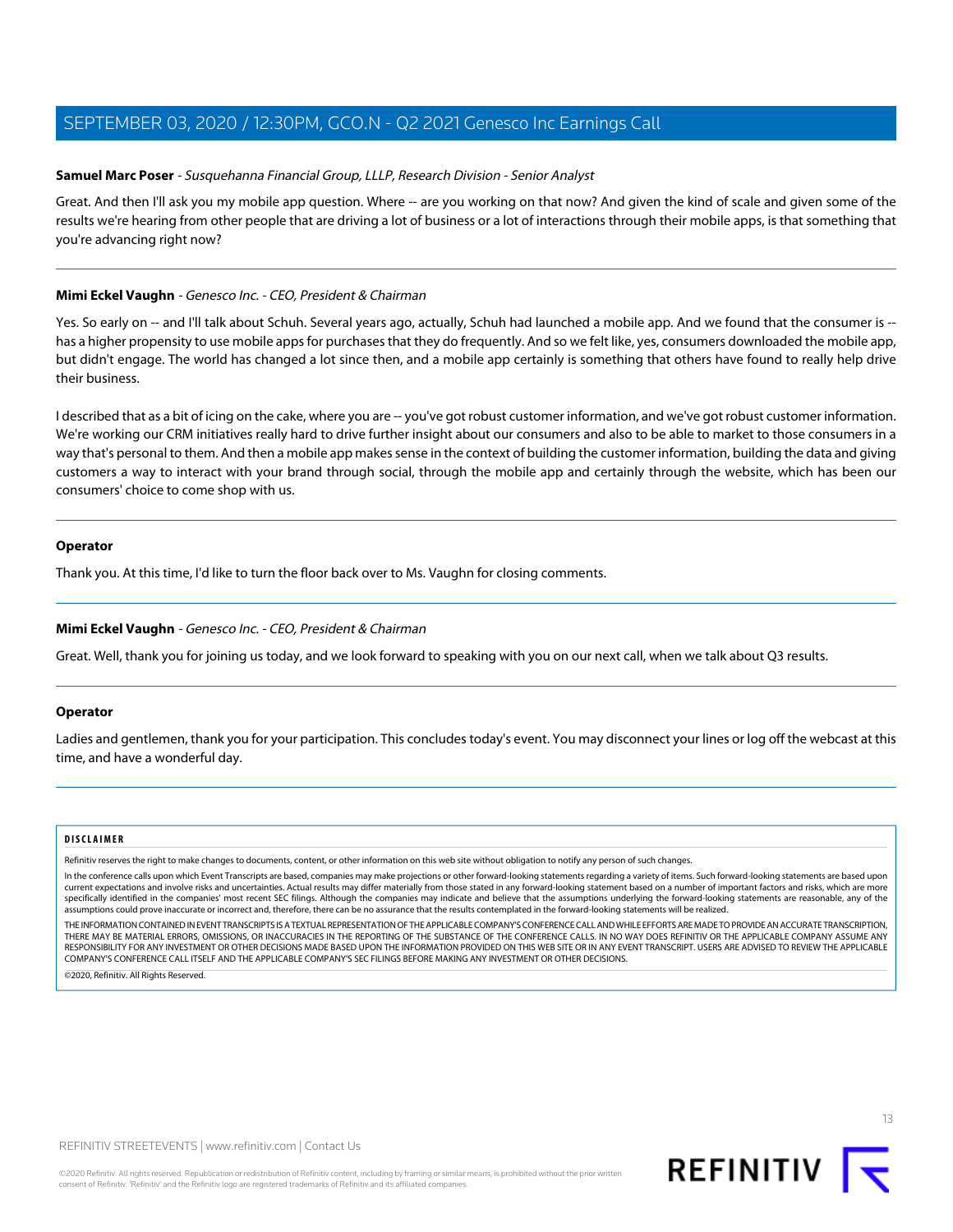**Samuel Marc Poser** - *Susquehanna Financial Group, LLLP, Research Division - Senior Analyst*

Great. And then I'll ask you my mobile app question. Where -- are you working on that now? And given the kind of scale and given some of the results we're hearing from other people that are driving a lot of business or a lot of interactions through their mobile apps, is that something that you're advancing right now?

---

**Mimi Eckel Vaughn** - *Genesco Inc. - CEO, President & Chairman*

Yes. So early on -- and I'll talk about Schuh. Several years ago, actually, Schuh had launched a mobile app. And we found that the consumer is -- has a higher propensity to use mobile apps for purchases that they do frequently. And so we felt like, yes, consumers downloaded the mobile app, but didn't engage. The world has changed a lot since then, and a mobile app certainly is something that others have found to really help drive their business.

I described that as a bit of icing on the cake, where you are -- you've got robust customer information, and we've got robust customer information. We're working our CRM initiatives really hard to drive further insight about our consumers and also to be able to market to those consumers in a way that's personal to them. And then a mobile app makes sense in the context of building the customer information, building the data and giving customers a way to interact with your brand through social, through the mobile app and certainly through the website, which has been our consumers' choice to come shop with us.

---

**Operator**

Thank you. At this time, I'd like to turn the floor back over to Ms. Vaughn for closing comments.

---

**Mimi Eckel Vaughn** - *Genesco Inc. - CEO, President & Chairman*

Great. Well, thank you for joining us today, and we look forward to speaking with you on our next call, when we talk about Q3 results.

---

**Operator**

Ladies and gentlemen, thank you for your participation. This concludes today's event. You may disconnect your lines or log off the webcast at this time, and have a wonderful day.

---

**DISCLAIMER**

Refinitiv reserves the right to make changes to documents, content, or other information on this web site without obligation to notify any person of such changes.

In the conference calls upon which Event Transcripts are based, companies may make projections or other forward-looking statements regarding a variety of items. Such forward-looking statements are based upon current expectations and involve risks and uncertainties. Actual results may differ materially from those stated in any forward-looking statement based on a number of important factors and risks, which are more specifically identified in the companies' most recent SEC filings. Although the companies may indicate and believe that the assumptions underlying the forward-looking statements are reasonable, any of the assumptions could prove inaccurate or incorrect and, therefore, there can be no assurance that the results contemplated in the forward-looking statements will be realized.

THE INFORMATION CONTAINED IN EVENT TRANSCRIPTS IS A TEXTUAL REPRESENTATION OF THE APPLICABLE COMPANY'S CONFERENCE CALL AND WHILE EFFORTS ARE MADE TO PROVIDE AN ACCURATE TRANSCRIPTION, THERE MAY BE MATERIAL ERRORS, OMISSIONS, OR INACCURACIES IN THE REPORTING OF THE SUBSTANCE OF THE CONFERENCE CALLS. IN NO WAY DOES REFINITIV OR THE APPLICABLE COMPANY ASSUME ANY RESPONSIBILITY FOR ANY INVESTMENT OR OTHER DECISIONS MADE BASED UPON THE INFORMATION PROVIDED ON THIS WEB SITE OR IN ANY EVENT TRANSCRIPT. USERS ARE ADVISED TO REVIEW THE APPLICABLE COMPANY'S CONFERENCE CALL ITSELF AND THE APPLICABLE COMPANY'S SEC FILINGS BEFORE MAKING ANY INVESTMENT OR OTHER DECISIONS.

©2020, Refinitiv. All Rights Reserved.